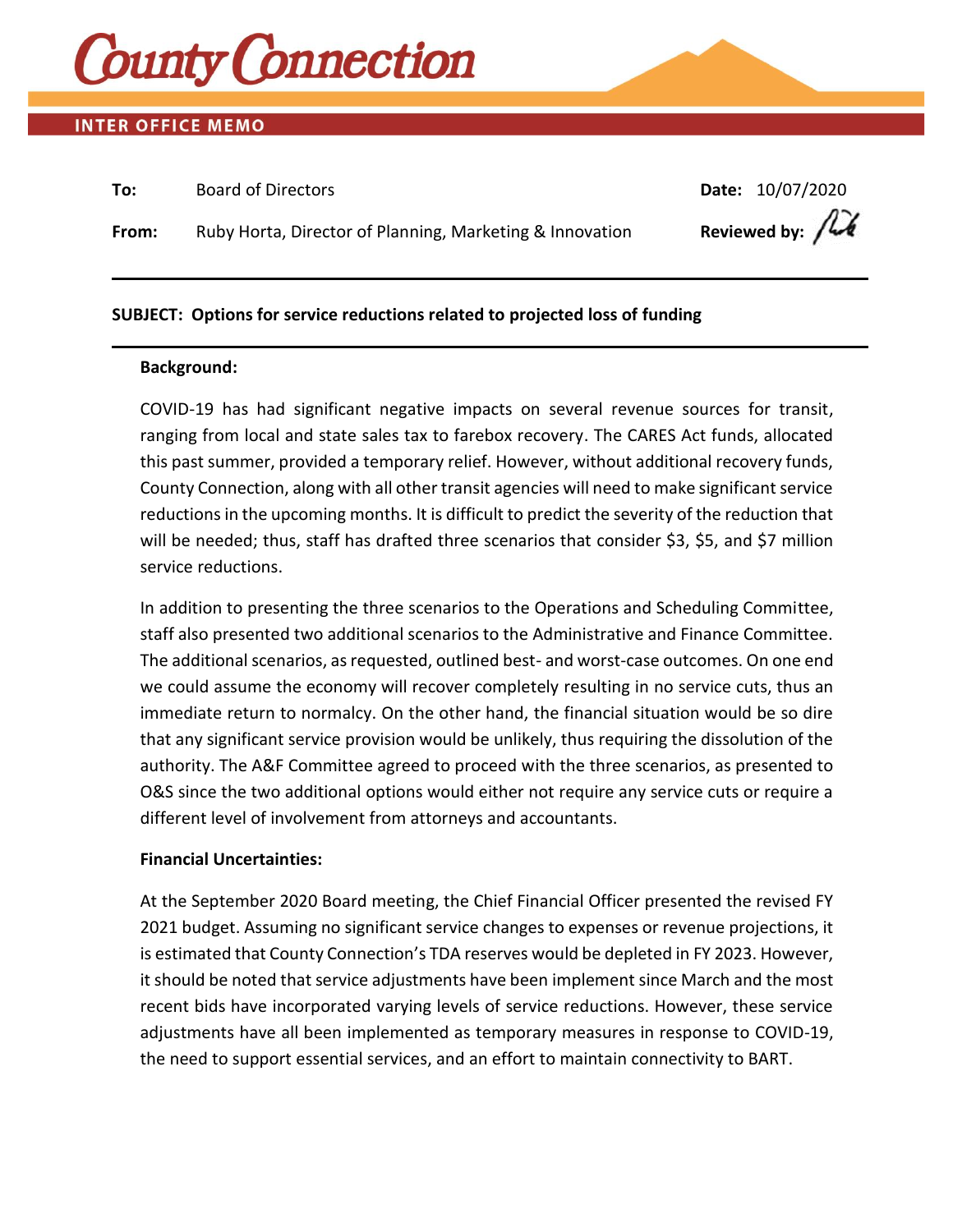# County Connection

**INTER OFFICE MEMO**

**To:** Board of Directors

**Date:** 10/07/2020

**From:** Ruby Horta, Director of Planning, Marketing & Innovation

**Reviewed by:**

---

**SUBJECT: Options for service reductions related to projected loss of funding**

---

**Background:**

COVID-19 has had significant negative impacts on several revenue sources for transit, ranging from local and state sales tax to farebox recovery. The CARES Act funds, allocated this past summer, provided a temporary relief. However, without additional recovery funds, County Connection, along with all other transit agencies will need to make significant service reductions in the upcoming months. It is difficult to predict the severity of the reduction that will be needed; thus, staff has drafted three scenarios that consider $3, $5, and $7 million service reductions.

In addition to presenting the three scenarios to the Operations and Scheduling Committee, staff also presented two additional scenarios to the Administrative and Finance Committee. The additional scenarios, as requested, outlined best- and worst-case outcomes. On one end we could assume the economy will recover completely resulting in no service cuts, thus an immediate return to normalcy. On the other hand, the financial situation would be so dire that any significant service provision would be unlikely, thus requiring the dissolution of the authority. The A&F Committee agreed to proceed with the three scenarios, as presented to O&S since the two additional options would either not require any service cuts or require a different level of involvement from attorneys and accountants.

**Financial Uncertainties:**

At the September 2020 Board meeting, the Chief Financial Officer presented the revised FY 2021 budget. Assuming no significant service changes to expenses or revenue projections, it is estimated that County Connection's TDA reserves would be depleted in FY 2023. However, it should be noted that service adjustments have been implement since March and the most recent bids have incorporated varying levels of service reductions. However, these service adjustments have all been implemented as temporary measures in response to COVID-19, the need to support essential services, and an effort to maintain connectivity to BART.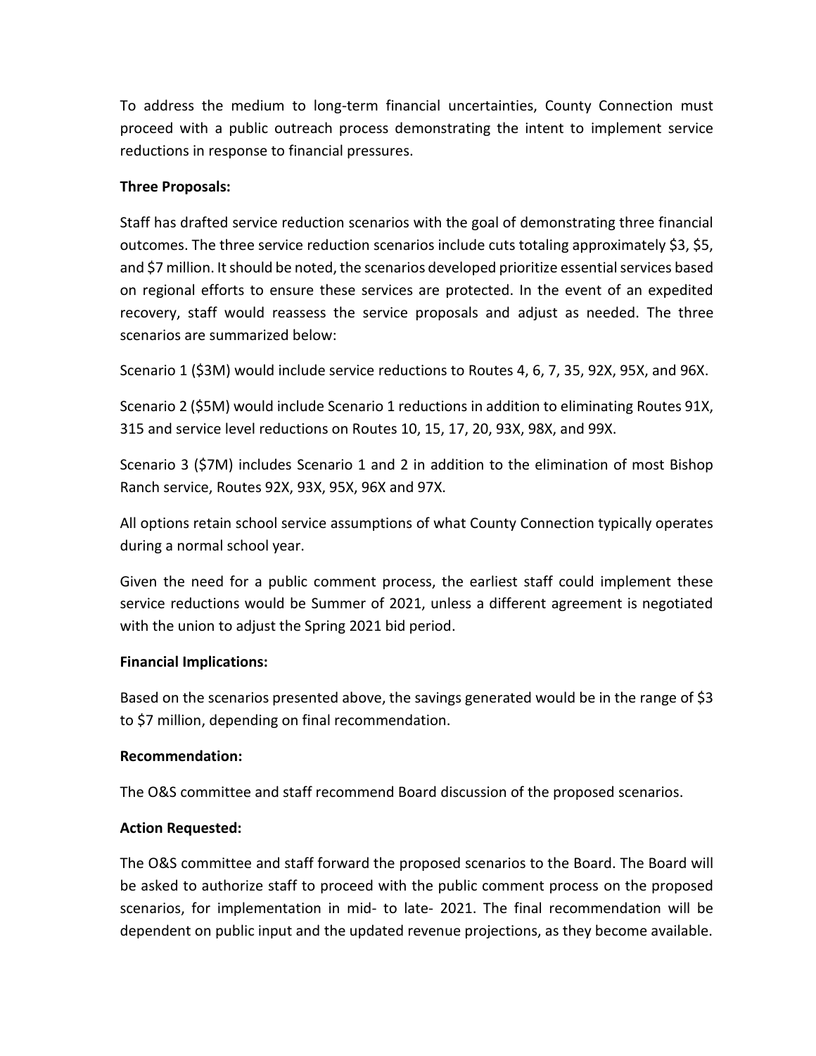To address the medium to long-term financial uncertainties, County Connection must proceed with a public outreach process demonstrating the intent to implement service reductions in response to financial pressures.

**Three Proposals:**

Staff has drafted service reduction scenarios with the goal of demonstrating three financial outcomes. The three service reduction scenarios include cuts totaling approximately $3, $5, and $7 million. It should be noted, the scenarios developed prioritize essential services based on regional efforts to ensure these services are protected. In the event of an expedited recovery, staff would reassess the service proposals and adjust as needed. The three scenarios are summarized below:

Scenario 1 ($3M) would include service reductions to Routes 4, 6, 7, 35, 92X, 95X, and 96X.

Scenario 2 ($5M) would include Scenario 1 reductions in addition to eliminating Routes 91X, 315 and service level reductions on Routes 10, 15, 17, 20, 93X, 98X, and 99X.

Scenario 3 ($7M) includes Scenario 1 and 2 in addition to the elimination of most Bishop Ranch service, Routes 92X, 93X, 95X, 96X and 97X.

All options retain school service assumptions of what County Connection typically operates during a normal school year.

Given the need for a public comment process, the earliest staff could implement these service reductions would be Summer of 2021, unless a different agreement is negotiated with the union to adjust the Spring 2021 bid period.

**Financial Implications:**

Based on the scenarios presented above, the savings generated would be in the range of $3 to $7 million, depending on final recommendation.

**Recommendation:**

The O&S committee and staff recommend Board discussion of the proposed scenarios.

**Action Requested:**

The O&S committee and staff forward the proposed scenarios to the Board. The Board will be asked to authorize staff to proceed with the public comment process on the proposed scenarios, for implementation in mid- to late- 2021. The final recommendation will be dependent on public input and the updated revenue projections, as they become available.